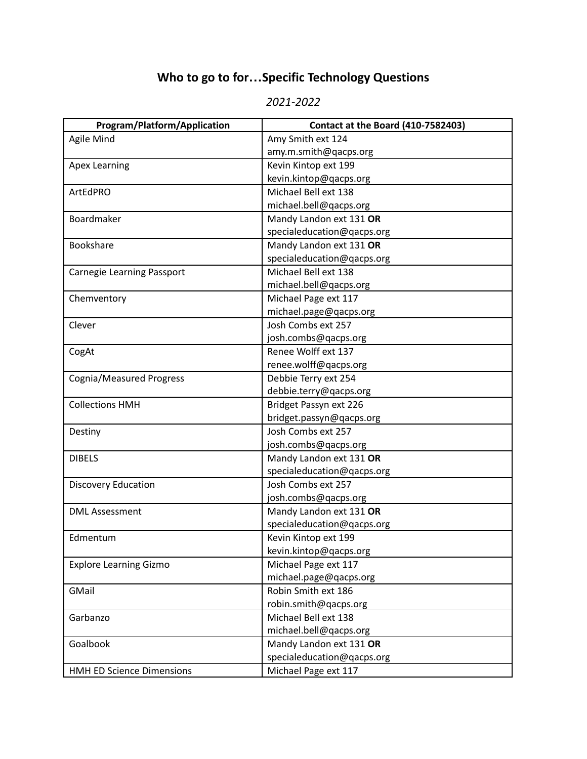# Who to go to for…Specific Technology Questions

*2021-2022*

| Program/Platform/Application | Contact at the Board (410-7582403) |
|---|---|
| Agile Mind | Amy Smith ext 124<br>amy.m.smith@qacps.org |
| Apex Learning | Kevin Kintop ext 199<br>kevin.kintop@qacps.org |
| ArtEdPRO | Michael Bell ext 138<br>michael.bell@qacps.org |
| Boardmaker | Mandy Landon ext 131 **OR**<br>specialeducation@qacps.org |
| Bookshare | Mandy Landon ext 131 **OR**<br>specialeducation@qacps.org |
| Carnegie Learning Passport | Michael Bell ext 138<br>michael.bell@qacps.org |
| Chemventory | Michael Page ext 117<br>michael.page@qacps.org |
| Clever | Josh Combs ext 257<br>josh.combs@qacps.org |
| CogAt | Renee Wolff ext 137<br>renee.wolff@qacps.org |
| Cognia/Measured Progress | Debbie Terry ext 254<br>debbie.terry@qacps.org |
| Collections HMH | Bridget Passyn ext 226<br>bridget.passyn@qacps.org |
| Destiny | Josh Combs ext 257<br>josh.combs@qacps.org |
| DIBELS | Mandy Landon ext 131 **OR**<br>specialeducation@qacps.org |
| Discovery Education | Josh Combs ext 257<br>josh.combs@qacps.org |
| DML Assessment | Mandy Landon ext 131 **OR**<br>specialeducation@qacps.org |
| Edmentum | Kevin Kintop ext 199<br>kevin.kintop@qacps.org |
| Explore Learning Gizmo | Michael Page ext 117<br>michael.page@qacps.org |
| GMail | Robin Smith ext 186<br>robin.smith@qacps.org |
| Garbanzo | Michael Bell ext 138<br>michael.bell@qacps.org |
| Goalbook | Mandy Landon ext 131 **OR**<br>specialeducation@qacps.org |
| HMH ED Science Dimensions | Michael Page ext 117 |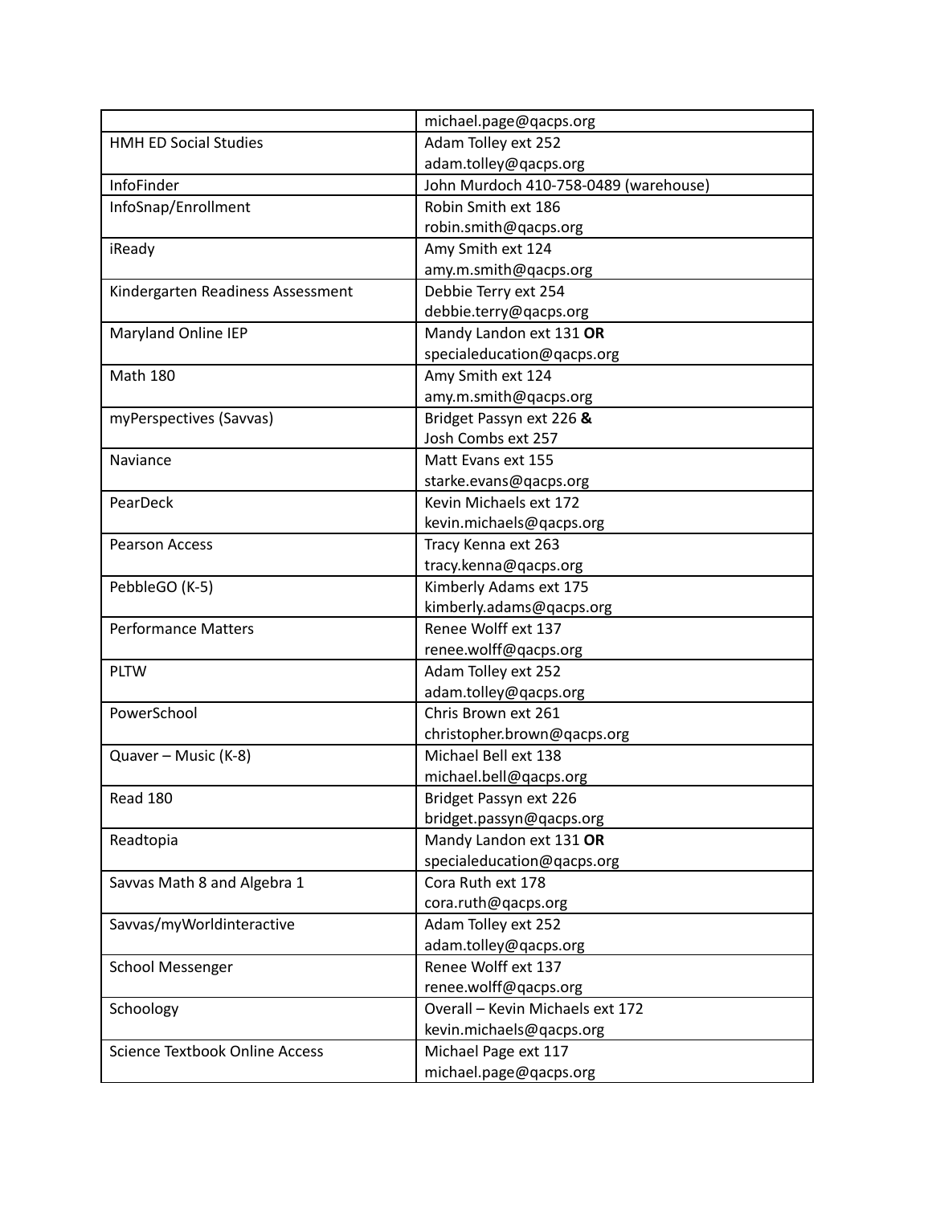| | |
|---|---|
| | michael.page@qacps.org |
| HMH ED Social Studies | Adam Tolley ext 252<br>adam.tolley@qacps.org |
| InfoFinder | John Murdoch 410-758-0489 (warehouse) |
| InfoSnap/Enrollment | Robin Smith ext 186<br>robin.smith@qacps.org |
| iReady | Amy Smith ext 124<br>amy.m.smith@qacps.org |
| Kindergarten Readiness Assessment | Debbie Terry ext 254<br>debbie.terry@qacps.org |
| Maryland Online IEP | Mandy Landon ext 131 **OR**<br>specialeducation@qacps.org |
| Math 180 | Amy Smith ext 124<br>amy.m.smith@qacps.org |
| myPerspectives (Savvas) | Bridget Passyn ext 226 **&**<br>Josh Combs ext 257 |
| Naviance | Matt Evans ext 155<br>starke.evans@qacps.org |
| PearDeck | Kevin Michaels ext 172<br>kevin.michaels@qacps.org |
| Pearson Access | Tracy Kenna ext 263<br>tracy.kenna@qacps.org |
| PebbleGO (K-5) | Kimberly Adams ext 175<br>kimberly.adams@qacps.org |
| Performance Matters | Renee Wolff ext 137<br>renee.wolff@qacps.org |
| PLTW | Adam Tolley ext 252<br>adam.tolley@qacps.org |
| PowerSchool | Chris Brown ext 261<br>christopher.brown@qacps.org |
| Quaver – Music (K-8) | Michael Bell ext 138<br>michael.bell@qacps.org |
| Read 180 | Bridget Passyn ext 226<br>bridget.passyn@qacps.org |
| Readtopia | Mandy Landon ext 131 **OR**<br>specialeducation@qacps.org |
| Savvas Math 8 and Algebra 1 | Cora Ruth ext 178<br>cora.ruth@qacps.org |
| Savvas/myWorldinteractive | Adam Tolley ext 252<br>adam.tolley@qacps.org |
| School Messenger | Renee Wolff ext 137<br>renee.wolff@qacps.org |
| Schoology | Overall – Kevin Michaels ext 172<br>kevin.michaels@qacps.org |
| Science Textbook Online Access | Michael Page ext 117<br>michael.page@qacps.org |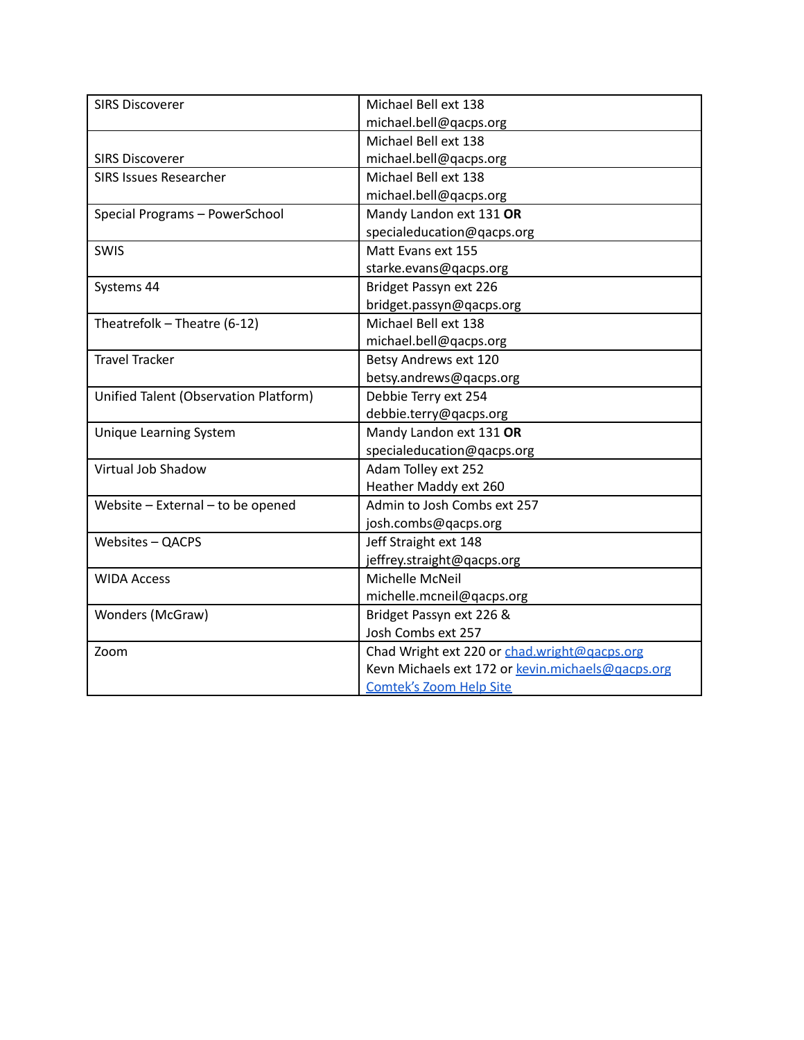| | |
|---|---|
| SIRS Discoverer | Michael Bell ext 138<br>michael.bell@qacps.org |
| SIRS Discoverer | Michael Bell ext 138<br>michael.bell@qacps.org |
| SIRS Issues Researcher | Michael Bell ext 138<br>michael.bell@qacps.org |
| Special Programs – PowerSchool | Mandy Landon ext 131 **OR**<br>specialeducation@qacps.org |
| SWIS | Matt Evans ext 155<br>starke.evans@qacps.org |
| Systems 44 | Bridget Passyn ext 226<br>bridget.passyn@qacps.org |
| Theatrefolk – Theatre (6-12) | Michael Bell ext 138<br>michael.bell@qacps.org |
| Travel Tracker | Betsy Andrews ext 120<br>betsy.andrews@qacps.org |
| Unified Talent (Observation Platform) | Debbie Terry ext 254<br>debbie.terry@qacps.org |
| Unique Learning System | Mandy Landon ext 131 **OR**<br>specialeducation@qacps.org |
| Virtual Job Shadow | Adam Tolley ext 252<br>Heather Maddy ext 260 |
| Website – External – to be opened | Admin to Josh Combs ext 257<br>josh.combs@qacps.org |
| Websites – QACPS | Jeff Straight ext 148<br>jeffrey.straight@qacps.org |
| WIDA Access | Michelle McNeil<br>michelle.mcneil@qacps.org |
| Wonders (McGraw) | Bridget Passyn ext 226 &<br>Josh Combs ext 257 |
| Zoom | Chad Wright ext 220 or chad.wright@qacps.org<br>Kevn Michaels ext 172 or kevin.michaels@qacps.org<br>Comtek's Zoom Help Site |